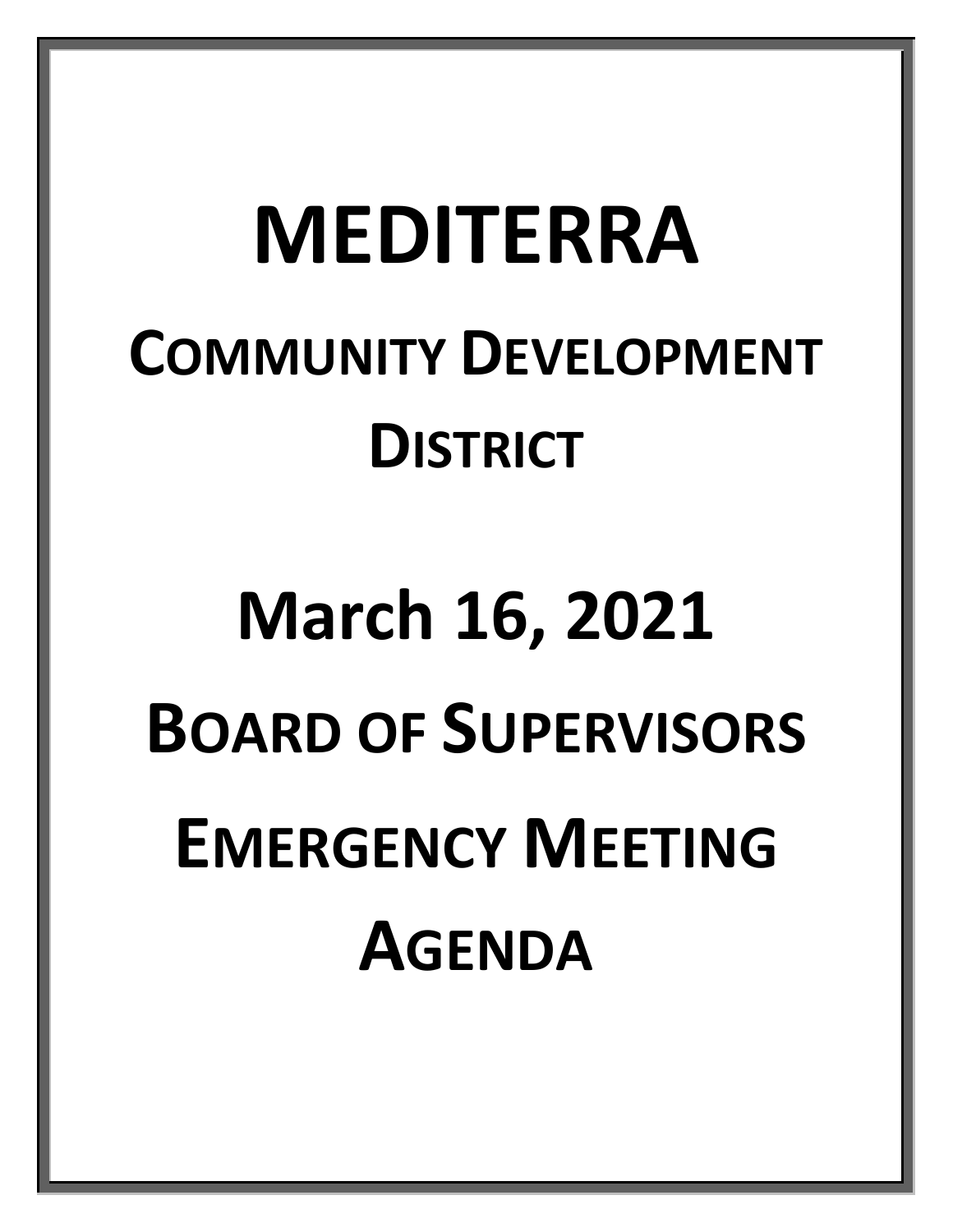# MEDITERRA

## COMMUNITY DEVELOPMENT DISTRICT

## March 16, 2021

## BOARD OF SUPERVISORS

## EMERGENCY MEETING

## AGENDA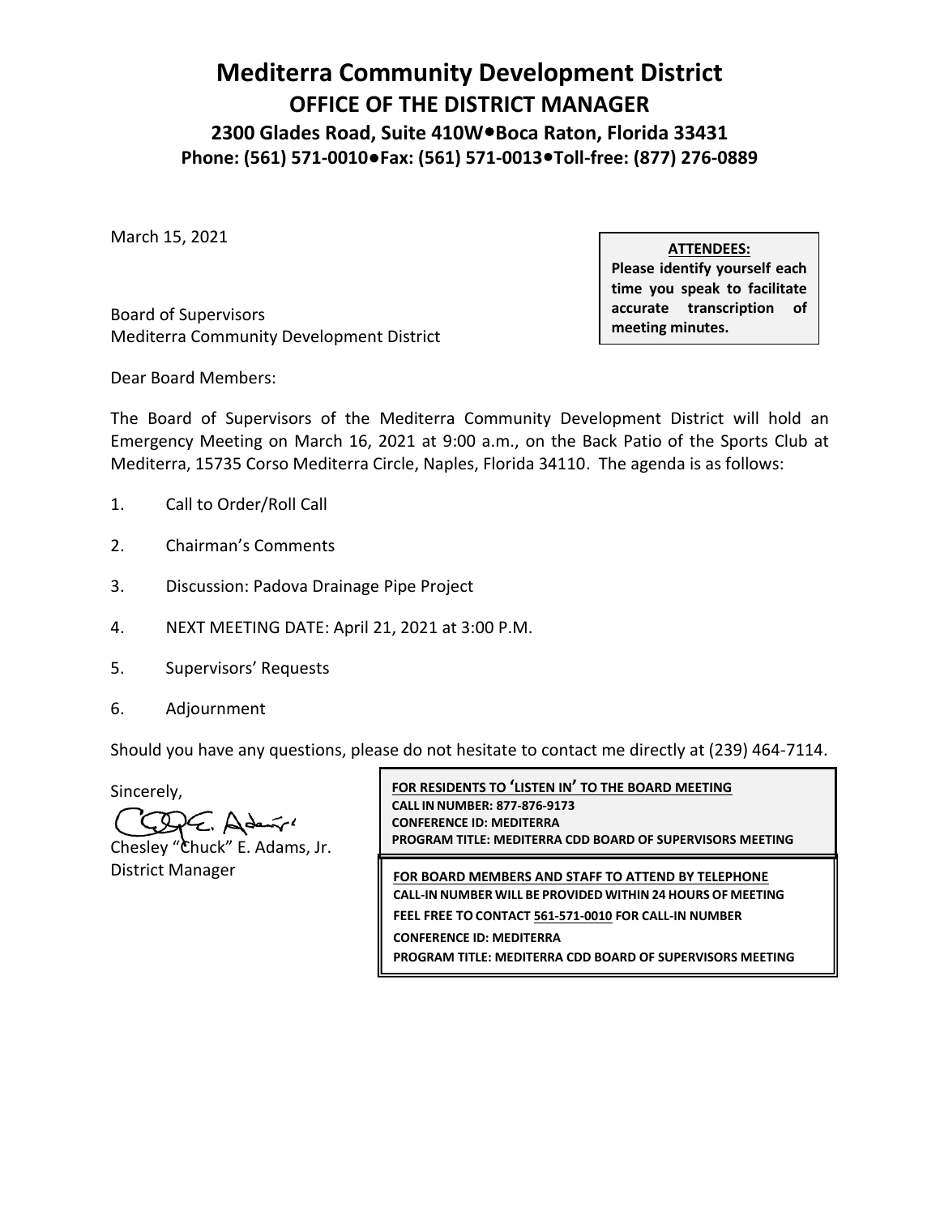# Mediterra Community Development District

## OFFICE OF THE DISTRICT MANAGER

### 2300 Glades Road, Suite 410W•Boca Raton, Florida 33431

### Phone: (561) 571-0010•Fax: (561) 571-0013•Toll-free: (877) 276-0889

March 15, 2021

**ATTENDEES:**
**Please identify yourself each time you speak to facilitate accurate transcription of meeting minutes.**

Board of Supervisors
Mediterra Community Development District

Dear Board Members:

The Board of Supervisors of the Mediterra Community Development District will hold an Emergency Meeting on March 16, 2021 at 9:00 a.m., on the Back Patio of the Sports Club at Mediterra, 15735 Corso Mediterra Circle, Naples, Florida 34110. The agenda is as follows:

1. Call to Order/Roll Call
2. Chairman's Comments
3. Discussion: Padova Drainage Pipe Project
4. NEXT MEETING DATE: April 21, 2021 at 3:00 P.M.
5. Supervisors' Requests
6. Adjournment

Should you have any questions, please do not hesitate to contact me directly at (239) 464-7114.

Sincerely,

Chesley "Chuck" E. Adams, Jr.
District Manager

**FOR RESIDENTS TO 'LISTEN IN' TO THE BOARD MEETING**
**CALL IN NUMBER: 877-876-9173**
**CONFERENCE ID: MEDITERRA**
**PROGRAM TITLE: MEDITERRA CDD BOARD OF SUPERVISORS MEETING**

**FOR BOARD MEMBERS AND STAFF TO ATTEND BY TELEPHONE**
**CALL-IN NUMBER WILL BE PROVIDED WITHIN 24 HOURS OF MEETING**
**FEEL FREE TO CONTACT 561-571-0010 FOR CALL-IN NUMBER**
**CONFERENCE ID: MEDITERRA**
**PROGRAM TITLE: MEDITERRA CDD BOARD OF SUPERVISORS MEETING**